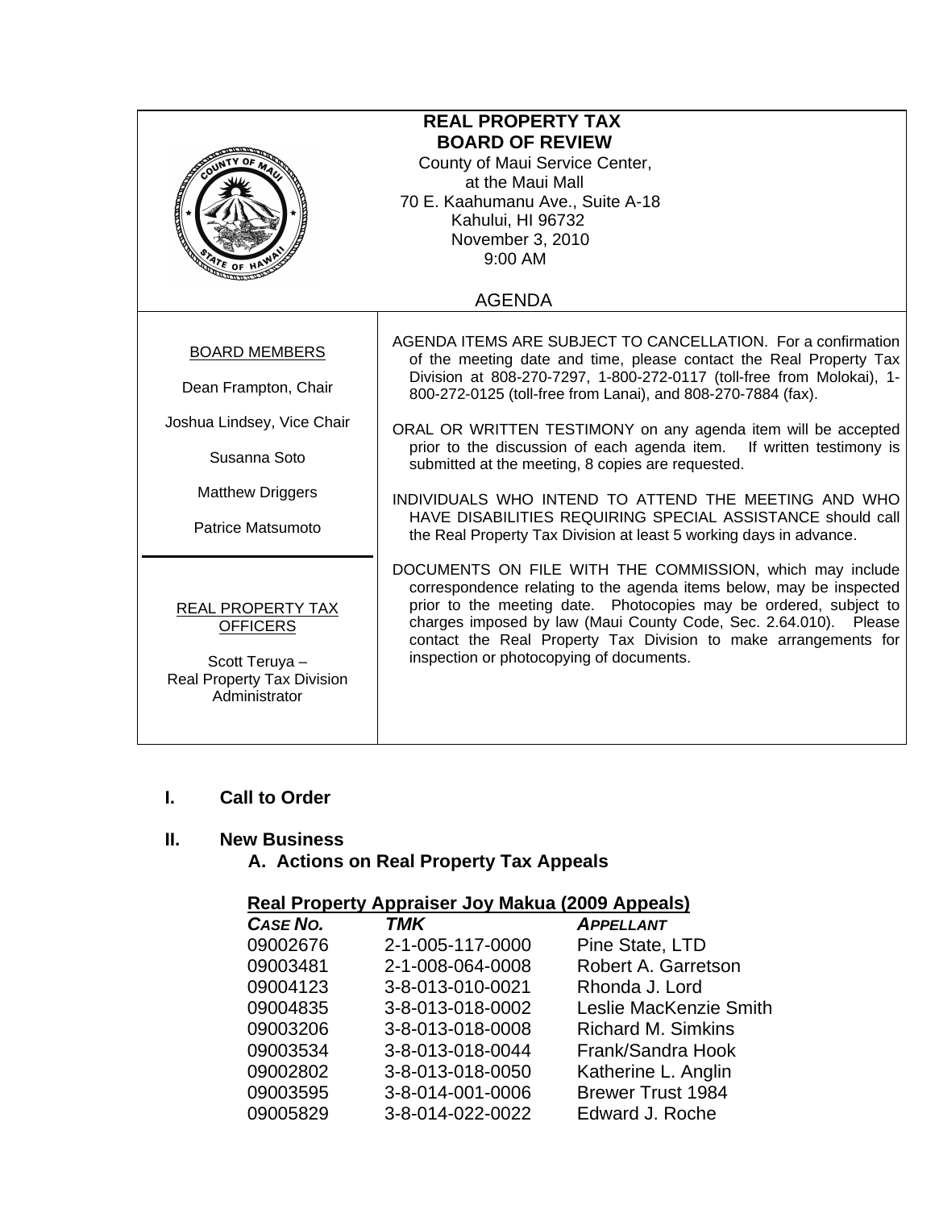# REAL PROPERTY TAX BOARD OF REVIEW

County of Maui Service Center,
at the Maui Mall
70 E. Kaahumanu Ave., Suite A-18
Kahului, HI 96732
November 3, 2010
9:00 AM

AGENDA

**BOARD MEMBERS**

Dean Frampton, Chair

Joshua Lindsey, Vice Chair

Susanna Soto

Matthew Driggers

Patrice Matsumoto

**REAL PROPERTY TAX OFFICERS**

Scott Teruya – Real Property Tax Division Administrator

AGENDA ITEMS ARE SUBJECT TO CANCELLATION. For a confirmation of the meeting date and time, please contact the Real Property Tax Division at 808-270-7297, 1-800-272-0117 (toll-free from Molokai), 1-800-272-0125 (toll-free from Lanai), and 808-270-7884 (fax).

ORAL OR WRITTEN TESTIMONY on any agenda item will be accepted prior to the discussion of each agenda item. If written testimony is submitted at the meeting, 8 copies are requested.

INDIVIDUALS WHO INTEND TO ATTEND THE MEETING AND WHO HAVE DISABILITIES REQUIRING SPECIAL ASSISTANCE should call the Real Property Tax Division at least 5 working days in advance.

DOCUMENTS ON FILE WITH THE COMMISSION, which may include correspondence relating to the agenda items below, may be inspected prior to the meeting date. Photocopies may be ordered, subject to charges imposed by law (Maui County Code, Sec. 2.64.010). Please contact the Real Property Tax Division to make arrangements for inspection or photocopying of documents.

## I. Call to Order

## II. New Business

### A. Actions on Real Property Tax Appeals

**Real Property Appraiser Joy Makua (2009 Appeals)**

| *CASE NO.* | *TMK* | *APPELLANT* |
|---|---|---|
| 09002676 | 2-1-005-117-0000 | Pine State, LTD |
| 09003481 | 2-1-008-064-0008 | Robert A. Garretson |
| 09004123 | 3-8-013-010-0021 | Rhonda J. Lord |
| 09004835 | 3-8-013-018-0002 | Leslie MacKenzie Smith |
| 09003206 | 3-8-013-018-0008 | Richard M. Simkins |
| 09003534 | 3-8-013-018-0044 | Frank/Sandra Hook |
| 09002802 | 3-8-013-018-0050 | Katherine L. Anglin |
| 09003595 | 3-8-014-001-0006 | Brewer Trust 1984 |
| 09005829 | 3-8-014-022-0022 | Edward J. Roche |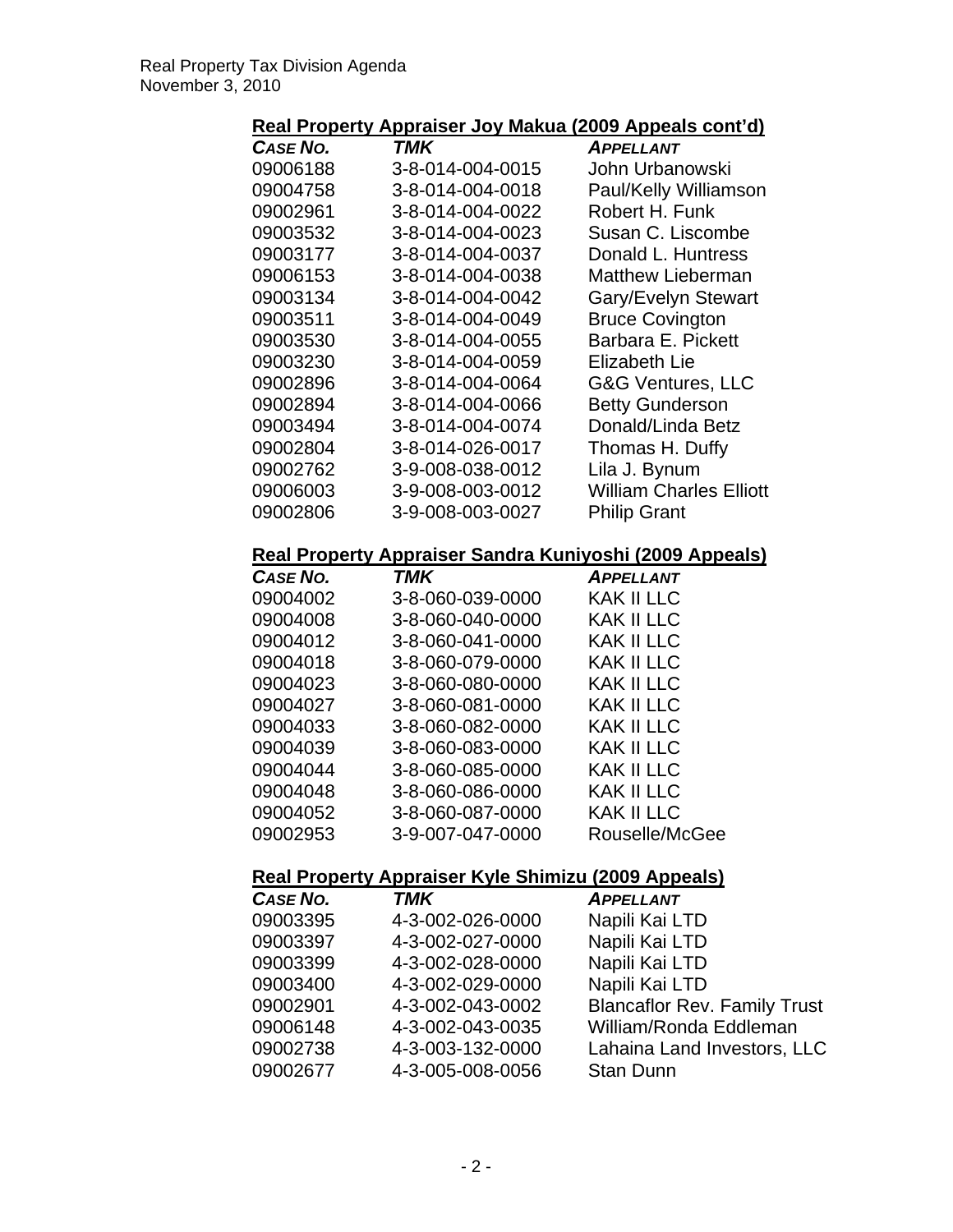## Real Property Appraiser Joy Makua (2009 Appeals cont'd)

| CASE NO. | TMK | APPELLANT |
|---|---|---|
| 09006188 | 3-8-014-004-0015 | John Urbanowski |
| 09004758 | 3-8-014-004-0018 | Paul/Kelly Williamson |
| 09002961 | 3-8-014-004-0022 | Robert H. Funk |
| 09003532 | 3-8-014-004-0023 | Susan C. Liscombe |
| 09003177 | 3-8-014-004-0037 | Donald L. Huntress |
| 09006153 | 3-8-014-004-0038 | Matthew Lieberman |
| 09003134 | 3-8-014-004-0042 | Gary/Evelyn Stewart |
| 09003511 | 3-8-014-004-0049 | Bruce Covington |
| 09003530 | 3-8-014-004-0055 | Barbara E. Pickett |
| 09003230 | 3-8-014-004-0059 | Elizabeth Lie |
| 09002896 | 3-8-014-004-0064 | G&G Ventures, LLC |
| 09002894 | 3-8-014-004-0066 | Betty Gunderson |
| 09003494 | 3-8-014-004-0074 | Donald/Linda Betz |
| 09002804 | 3-8-014-026-0017 | Thomas H. Duffy |
| 09002762 | 3-9-008-038-0012 | Lila J. Bynum |
| 09006003 | 3-9-008-003-0012 | William Charles Elliott |
| 09002806 | 3-9-008-003-0027 | Philip Grant |

## Real Property Appraiser Sandra Kuniyoshi (2009 Appeals)

| CASE NO. | TMK | APPELLANT |
|---|---|---|
| 09004002 | 3-8-060-039-0000 | KAK II LLC |
| 09004008 | 3-8-060-040-0000 | KAK II LLC |
| 09004012 | 3-8-060-041-0000 | KAK II LLC |
| 09004018 | 3-8-060-079-0000 | KAK II LLC |
| 09004023 | 3-8-060-080-0000 | KAK II LLC |
| 09004027 | 3-8-060-081-0000 | KAK II LLC |
| 09004033 | 3-8-060-082-0000 | KAK II LLC |
| 09004039 | 3-8-060-083-0000 | KAK II LLC |
| 09004044 | 3-8-060-085-0000 | KAK II LLC |
| 09004048 | 3-8-060-086-0000 | KAK II LLC |
| 09004052 | 3-8-060-087-0000 | KAK II LLC |
| 09002953 | 3-9-007-047-0000 | Rouselle/McGee |

## Real Property Appraiser Kyle Shimizu (2009 Appeals)

| CASE NO. | TMK | APPELLANT |
|---|---|---|
| 09003395 | 4-3-002-026-0000 | Napili Kai LTD |
| 09003397 | 4-3-002-027-0000 | Napili Kai LTD |
| 09003399 | 4-3-002-028-0000 | Napili Kai LTD |
| 09003400 | 4-3-002-029-0000 | Napili Kai LTD |
| 09002901 | 4-3-002-043-0002 | Blancaflor Rev. Family Trust |
| 09006148 | 4-3-002-043-0035 | William/Ronda Eddleman |
| 09002738 | 4-3-003-132-0000 | Lahaina Land Investors, LLC |
| 09002677 | 4-3-005-008-0056 | Stan Dunn |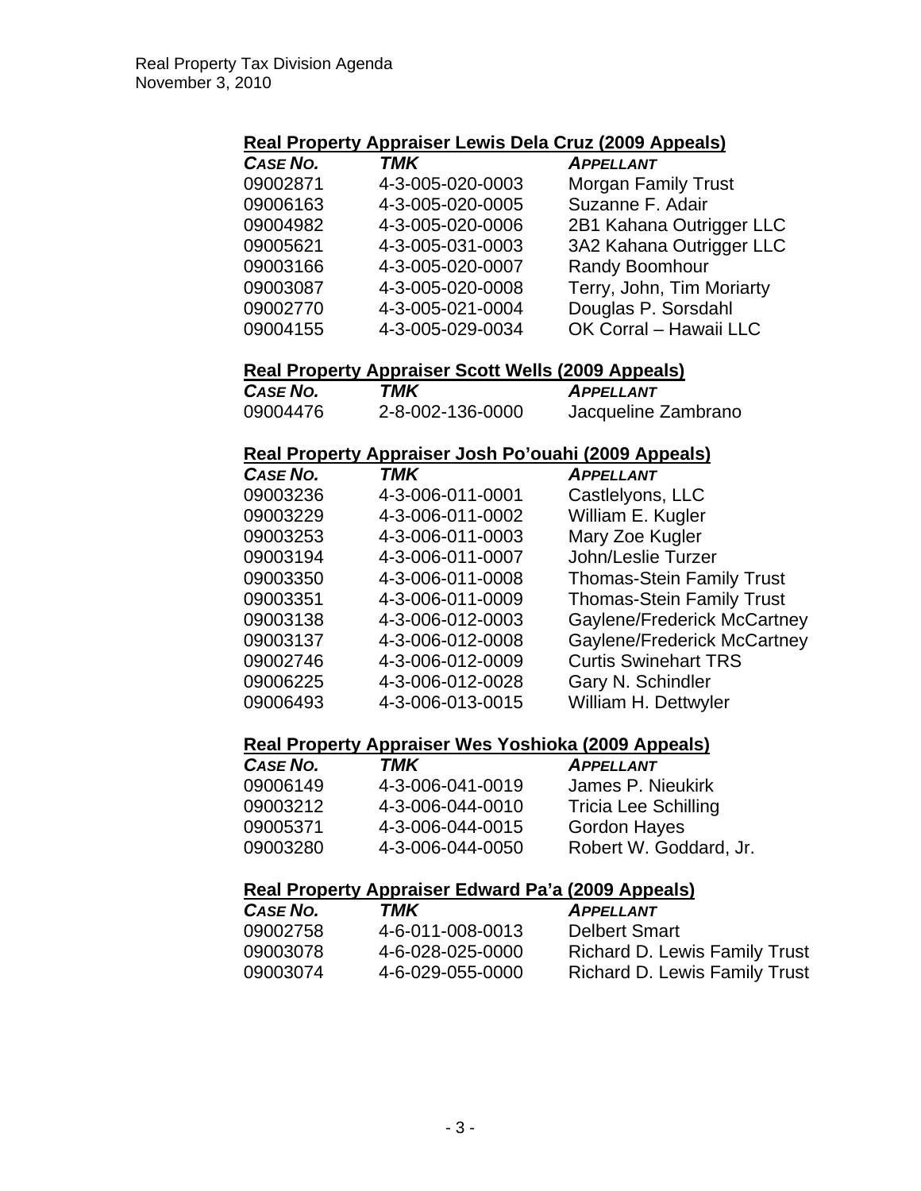Real Property Tax Division Agenda
November 3, 2010

## Real Property Appraiser Lewis Dela Cruz (2009 Appeals)

| *CASE NO.* | *TMK* | *APPELLANT* |
|---|---|---|
| 09002871 | 4-3-005-020-0003 | Morgan Family Trust |
| 09006163 | 4-3-005-020-0005 | Suzanne F. Adair |
| 09004982 | 4-3-005-020-0006 | 2B1 Kahana Outrigger LLC |
| 09005621 | 4-3-005-031-0003 | 3A2 Kahana Outrigger LLC |
| 09003166 | 4-3-005-020-0007 | Randy Boomhour |
| 09003087 | 4-3-005-020-0008 | Terry, John, Tim Moriarty |
| 09002770 | 4-3-005-021-0004 | Douglas P. Sorsdahl |
| 09004155 | 4-3-005-029-0034 | OK Corral – Hawaii LLC |

## Real Property Appraiser Scott Wells (2009 Appeals)

| *CASE NO.* | *TMK* | *APPELLANT* |
|---|---|---|
| 09004476 | 2-8-002-136-0000 | Jacqueline Zambrano |

## Real Property Appraiser Josh Po'ouahi (2009 Appeals)

| *CASE NO.* | *TMK* | *APPELLANT* |
|---|---|---|
| 09003236 | 4-3-006-011-0001 | Castlelyons, LLC |
| 09003229 | 4-3-006-011-0002 | William E. Kugler |
| 09003253 | 4-3-006-011-0003 | Mary Zoe Kugler |
| 09003194 | 4-3-006-011-0007 | John/Leslie Turzer |
| 09003350 | 4-3-006-011-0008 | Thomas-Stein Family Trust |
| 09003351 | 4-3-006-011-0009 | Thomas-Stein Family Trust |
| 09003138 | 4-3-006-012-0003 | Gaylene/Frederick McCartney |
| 09003137 | 4-3-006-012-0008 | Gaylene/Frederick McCartney |
| 09002746 | 4-3-006-012-0009 | Curtis Swinehart TRS |
| 09006225 | 4-3-006-012-0028 | Gary N. Schindler |
| 09006493 | 4-3-006-013-0015 | William H. Dettwyler |

## Real Property Appraiser Wes Yoshioka (2009 Appeals)

| *CASE NO.* | *TMK* | *APPELLANT* |
|---|---|---|
| 09006149 | 4-3-006-041-0019 | James P. Nieukirk |
| 09003212 | 4-3-006-044-0010 | Tricia Lee Schilling |
| 09005371 | 4-3-006-044-0015 | Gordon Hayes |
| 09003280 | 4-3-006-044-0050 | Robert W. Goddard, Jr. |

## Real Property Appraiser Edward Pa'a (2009 Appeals)

| *CASE NO.* | *TMK* | *APPELLANT* |
|---|---|---|
| 09002758 | 4-6-011-008-0013 | Delbert Smart |
| 09003078 | 4-6-028-025-0000 | Richard D. Lewis Family Trust |
| 09003074 | 4-6-029-055-0000 | Richard D. Lewis Family Trust |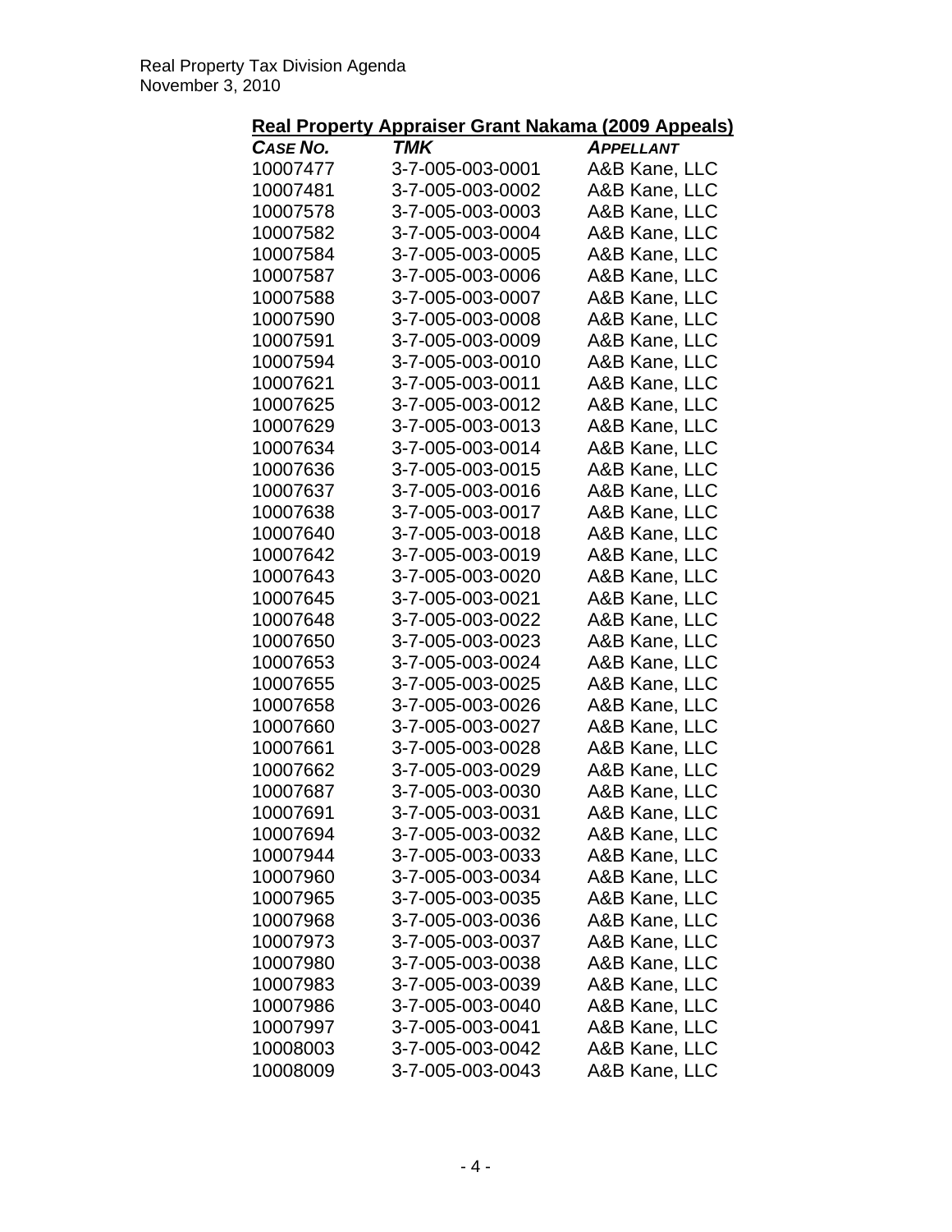## Real Property Appraiser Grant Nakama (2009 Appeals)

| CASE NO. | TMK | APPELLANT |
|---|---|---|
| 10007477 | 3-7-005-003-0001 | A&B Kane, LLC |
| 10007481 | 3-7-005-003-0002 | A&B Kane, LLC |
| 10007578 | 3-7-005-003-0003 | A&B Kane, LLC |
| 10007582 | 3-7-005-003-0004 | A&B Kane, LLC |
| 10007584 | 3-7-005-003-0005 | A&B Kane, LLC |
| 10007587 | 3-7-005-003-0006 | A&B Kane, LLC |
| 10007588 | 3-7-005-003-0007 | A&B Kane, LLC |
| 10007590 | 3-7-005-003-0008 | A&B Kane, LLC |
| 10007591 | 3-7-005-003-0009 | A&B Kane, LLC |
| 10007594 | 3-7-005-003-0010 | A&B Kane, LLC |
| 10007621 | 3-7-005-003-0011 | A&B Kane, LLC |
| 10007625 | 3-7-005-003-0012 | A&B Kane, LLC |
| 10007629 | 3-7-005-003-0013 | A&B Kane, LLC |
| 10007634 | 3-7-005-003-0014 | A&B Kane, LLC |
| 10007636 | 3-7-005-003-0015 | A&B Kane, LLC |
| 10007637 | 3-7-005-003-0016 | A&B Kane, LLC |
| 10007638 | 3-7-005-003-0017 | A&B Kane, LLC |
| 10007640 | 3-7-005-003-0018 | A&B Kane, LLC |
| 10007642 | 3-7-005-003-0019 | A&B Kane, LLC |
| 10007643 | 3-7-005-003-0020 | A&B Kane, LLC |
| 10007645 | 3-7-005-003-0021 | A&B Kane, LLC |
| 10007648 | 3-7-005-003-0022 | A&B Kane, LLC |
| 10007650 | 3-7-005-003-0023 | A&B Kane, LLC |
| 10007653 | 3-7-005-003-0024 | A&B Kane, LLC |
| 10007655 | 3-7-005-003-0025 | A&B Kane, LLC |
| 10007658 | 3-7-005-003-0026 | A&B Kane, LLC |
| 10007660 | 3-7-005-003-0027 | A&B Kane, LLC |
| 10007661 | 3-7-005-003-0028 | A&B Kane, LLC |
| 10007662 | 3-7-005-003-0029 | A&B Kane, LLC |
| 10007687 | 3-7-005-003-0030 | A&B Kane, LLC |
| 10007691 | 3-7-005-003-0031 | A&B Kane, LLC |
| 10007694 | 3-7-005-003-0032 | A&B Kane, LLC |
| 10007944 | 3-7-005-003-0033 | A&B Kane, LLC |
| 10007960 | 3-7-005-003-0034 | A&B Kane, LLC |
| 10007965 | 3-7-005-003-0035 | A&B Kane, LLC |
| 10007968 | 3-7-005-003-0036 | A&B Kane, LLC |
| 10007973 | 3-7-005-003-0037 | A&B Kane, LLC |
| 10007980 | 3-7-005-003-0038 | A&B Kane, LLC |
| 10007983 | 3-7-005-003-0039 | A&B Kane, LLC |
| 10007986 | 3-7-005-003-0040 | A&B Kane, LLC |
| 10007997 | 3-7-005-003-0041 | A&B Kane, LLC |
| 10008003 | 3-7-005-003-0042 | A&B Kane, LLC |
| 10008009 | 3-7-005-003-0043 | A&B Kane, LLC |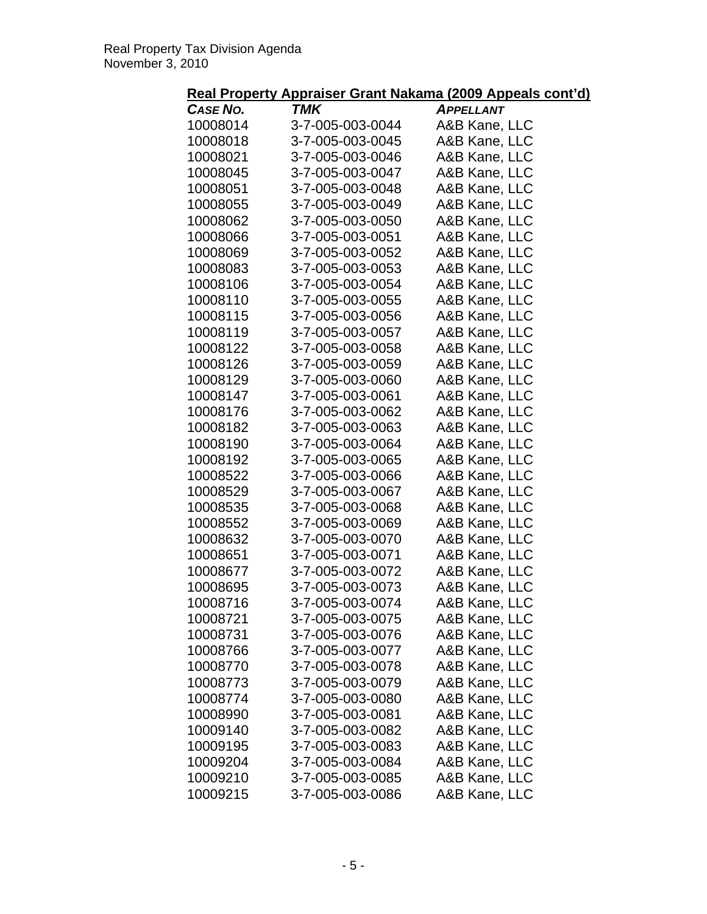**Real Property Appraiser Grant Nakama (2009 Appeals cont'd)**

| *CASE NO.* | *TMK* | *APPELLANT* |
|---|---|---|
| 10008014 | 3-7-005-003-0044 | A&B Kane, LLC |
| 10008018 | 3-7-005-003-0045 | A&B Kane, LLC |
| 10008021 | 3-7-005-003-0046 | A&B Kane, LLC |
| 10008045 | 3-7-005-003-0047 | A&B Kane, LLC |
| 10008051 | 3-7-005-003-0048 | A&B Kane, LLC |
| 10008055 | 3-7-005-003-0049 | A&B Kane, LLC |
| 10008062 | 3-7-005-003-0050 | A&B Kane, LLC |
| 10008066 | 3-7-005-003-0051 | A&B Kane, LLC |
| 10008069 | 3-7-005-003-0052 | A&B Kane, LLC |
| 10008083 | 3-7-005-003-0053 | A&B Kane, LLC |
| 10008106 | 3-7-005-003-0054 | A&B Kane, LLC |
| 10008110 | 3-7-005-003-0055 | A&B Kane, LLC |
| 10008115 | 3-7-005-003-0056 | A&B Kane, LLC |
| 10008119 | 3-7-005-003-0057 | A&B Kane, LLC |
| 10008122 | 3-7-005-003-0058 | A&B Kane, LLC |
| 10008126 | 3-7-005-003-0059 | A&B Kane, LLC |
| 10008129 | 3-7-005-003-0060 | A&B Kane, LLC |
| 10008147 | 3-7-005-003-0061 | A&B Kane, LLC |
| 10008176 | 3-7-005-003-0062 | A&B Kane, LLC |
| 10008182 | 3-7-005-003-0063 | A&B Kane, LLC |
| 10008190 | 3-7-005-003-0064 | A&B Kane, LLC |
| 10008192 | 3-7-005-003-0065 | A&B Kane, LLC |
| 10008522 | 3-7-005-003-0066 | A&B Kane, LLC |
| 10008529 | 3-7-005-003-0067 | A&B Kane, LLC |
| 10008535 | 3-7-005-003-0068 | A&B Kane, LLC |
| 10008552 | 3-7-005-003-0069 | A&B Kane, LLC |
| 10008632 | 3-7-005-003-0070 | A&B Kane, LLC |
| 10008651 | 3-7-005-003-0071 | A&B Kane, LLC |
| 10008677 | 3-7-005-003-0072 | A&B Kane, LLC |
| 10008695 | 3-7-005-003-0073 | A&B Kane, LLC |
| 10008716 | 3-7-005-003-0074 | A&B Kane, LLC |
| 10008721 | 3-7-005-003-0075 | A&B Kane, LLC |
| 10008731 | 3-7-005-003-0076 | A&B Kane, LLC |
| 10008766 | 3-7-005-003-0077 | A&B Kane, LLC |
| 10008770 | 3-7-005-003-0078 | A&B Kane, LLC |
| 10008773 | 3-7-005-003-0079 | A&B Kane, LLC |
| 10008774 | 3-7-005-003-0080 | A&B Kane, LLC |
| 10008990 | 3-7-005-003-0081 | A&B Kane, LLC |
| 10009140 | 3-7-005-003-0082 | A&B Kane, LLC |
| 10009195 | 3-7-005-003-0083 | A&B Kane, LLC |
| 10009204 | 3-7-005-003-0084 | A&B Kane, LLC |
| 10009210 | 3-7-005-003-0085 | A&B Kane, LLC |
| 10009215 | 3-7-005-003-0086 | A&B Kane, LLC |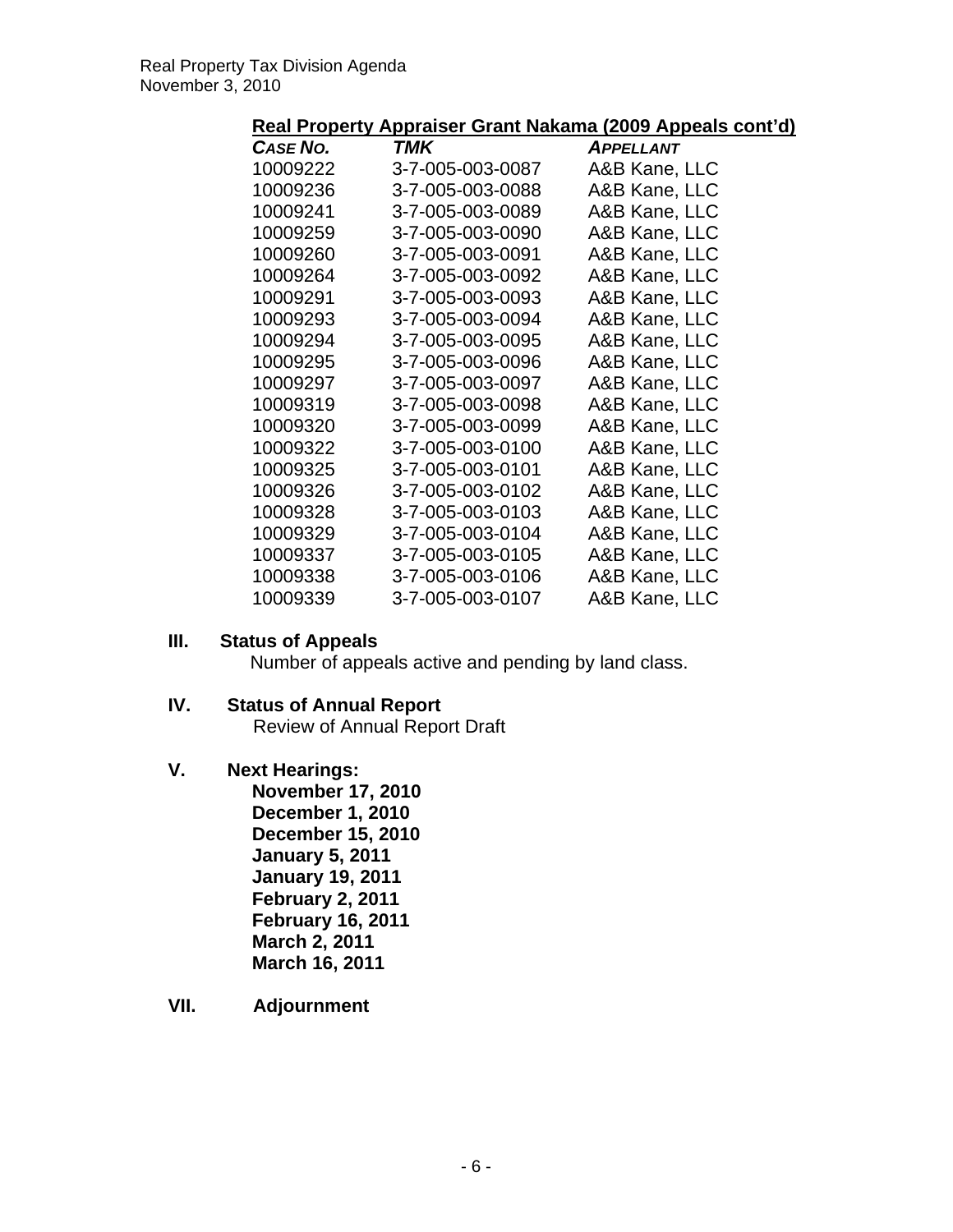**Real Property Appraiser Grant Nakama (2009 Appeals cont'd)**

| *Case No.* | *TMK* | *Appellant* |
|---|---|---|
| 10009222 | 3-7-005-003-0087 | A&B Kane, LLC |
| 10009236 | 3-7-005-003-0088 | A&B Kane, LLC |
| 10009241 | 3-7-005-003-0089 | A&B Kane, LLC |
| 10009259 | 3-7-005-003-0090 | A&B Kane, LLC |
| 10009260 | 3-7-005-003-0091 | A&B Kane, LLC |
| 10009264 | 3-7-005-003-0092 | A&B Kane, LLC |
| 10009291 | 3-7-005-003-0093 | A&B Kane, LLC |
| 10009293 | 3-7-005-003-0094 | A&B Kane, LLC |
| 10009294 | 3-7-005-003-0095 | A&B Kane, LLC |
| 10009295 | 3-7-005-003-0096 | A&B Kane, LLC |
| 10009297 | 3-7-005-003-0097 | A&B Kane, LLC |
| 10009319 | 3-7-005-003-0098 | A&B Kane, LLC |
| 10009320 | 3-7-005-003-0099 | A&B Kane, LLC |
| 10009322 | 3-7-005-003-0100 | A&B Kane, LLC |
| 10009325 | 3-7-005-003-0101 | A&B Kane, LLC |
| 10009326 | 3-7-005-003-0102 | A&B Kane, LLC |
| 10009328 | 3-7-005-003-0103 | A&B Kane, LLC |
| 10009329 | 3-7-005-003-0104 | A&B Kane, LLC |
| 10009337 | 3-7-005-003-0105 | A&B Kane, LLC |
| 10009338 | 3-7-005-003-0106 | A&B Kane, LLC |
| 10009339 | 3-7-005-003-0107 | A&B Kane, LLC |

**III. Status of Appeals**

Number of appeals active and pending by land class.

**IV. Status of Annual Report**

Review of Annual Report Draft

**V. Next Hearings:**

**November 17, 2010**
**December 1, 2010**
**December 15, 2010**
**January 5, 2011**
**January 19, 2011**
**February 2, 2011**
**February 16, 2011**
**March 2, 2011**
**March 16, 2011**

**VII. Adjournment**